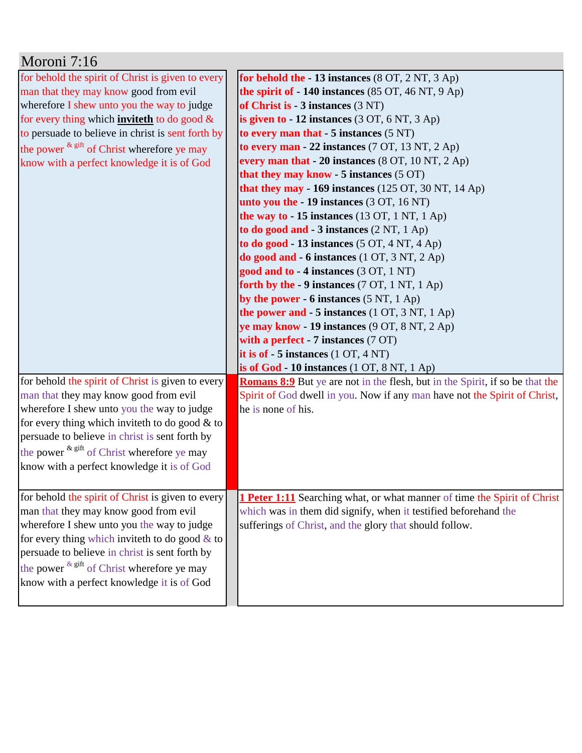# Moroni 7:16

| | |
|---|---|
| for behold the spirit of Christ is given to every man that they may know good from evil wherefore I shew unto you the way to judge for every thing which **inviteth** to do good & to persuade to believe in christ is sent forth by the power [& gift] of Christ wherefore ye may know with a perfect knowledge it is of God | **for behold the - 13 instances** (8 OT, 2 NT, 3 Ap)<br>**the spirit of - 140 instances** (85 OT, 46 NT, 9 Ap)<br>**of Christ is - 3 instances** (3 NT)<br>**is given to - 12 instances** (3 OT, 6 NT, 3 Ap)<br>**to every man that - 5 instances** (5 NT)<br>**to every man - 22 instances** (7 OT, 13 NT, 2 Ap)<br>**every man that - 20 instances** (8 OT, 10 NT, 2 Ap)<br>**that they may know - 5 instances** (5 OT)<br>**that they may - 169 instances** (125 OT, 30 NT, 14 Ap)<br>**unto you the - 19 instances** (3 OT, 16 NT)<br>**the way to - 15 instances** (13 OT, 1 NT, 1 Ap)<br>**to do good and - 3 instances** (2 NT, 1 Ap)<br>**to do good - 13 instances** (5 OT, 4 NT, 4 Ap)<br>**do good and - 6 instances** (1 OT, 3 NT, 2 Ap)<br>**good and to - 4 instances** (3 OT, 1 NT)<br>**forth by the - 9 instances** (7 OT, 1 NT, 1 Ap)<br>**by the power - 6 instances** (5 NT, 1 Ap)<br>**the power and - 5 instances** (1 OT, 3 NT, 1 Ap)<br>**ye may know - 19 instances** (9 OT, 8 NT, 2 Ap)<br>**with a perfect - 7 instances** (7 OT)<br>**it is of - 5 instances** (1 OT, 4 NT)<br>**is of God - 10 instances** (1 OT, 8 NT, 1 Ap) |
| for behold the spirit of Christ is given to every man that they may know good from evil wherefore I shew unto you the way to judge for every thing which inviteth to do good & to persuade to believe in christ is sent forth by the power [& gift] of Christ wherefore ye may know with a perfect knowledge it is of God | **Romans 8:9** But ye are not in the flesh, but in the Spirit, if so be that the Spirit of God dwell in you. Now if any man have not the Spirit of Christ, he is none of his. |
| for behold the spirit of Christ is given to every man that they may know good from evil wherefore I shew unto you the way to judge for every thing which inviteth to do good & to persuade to believe in christ is sent forth by the power [& gift] of Christ wherefore ye may know with a perfect knowledge it is of God | **1 Peter 1:11** Searching what, or what manner of time the Spirit of Christ which was in them did signify, when it testified beforehand the sufferings of Christ, and the glory that should follow. |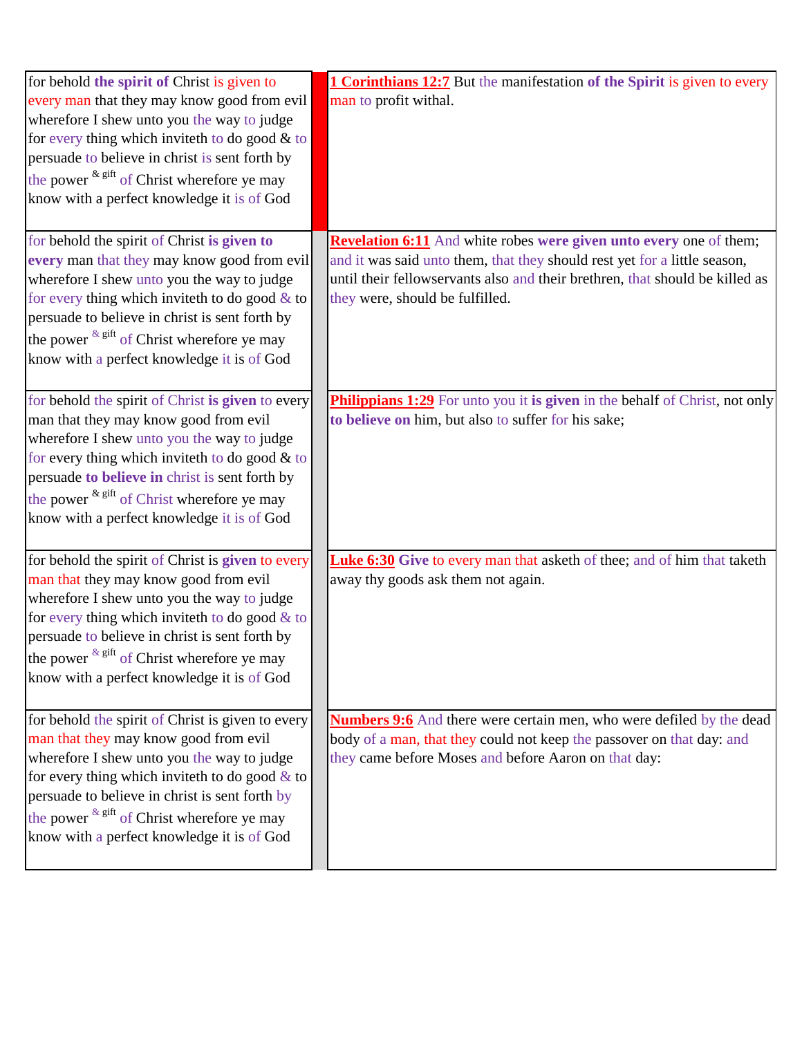| | | |
|---|---|---|
| for behold **the spirit of** Christ is given to every man that they may know good from evil wherefore I shew unto you the way to judge for every thing which inviteth to do good & to persuade to believe in christ is sent forth by the power [& gift] of Christ wherefore ye may know with a perfect knowledge it is of God | | **1 Corinthians 12:7** But the manifestation **of the Spirit** is given to every man to profit withal. |
| for behold the spirit of Christ **is given to every** man that they may know good from evil wherefore I shew unto you the way to judge for every thing which inviteth to do good & to persuade to believe in christ is sent forth by the power [& gift] of Christ wherefore ye may know with a perfect knowledge it is of God | | **Revelation 6:11** And white robes **were given unto every** one of them; and it was said unto them, that they should rest yet for a little season, until their fellowservants also and their brethren, that should be killed as they were, should be fulfilled. |
| for behold the spirit of Christ **is given** to every man that they may know good from evil wherefore I shew unto you the way to judge for every thing which inviteth to do good & to persuade **to believe in** christ is sent forth by the power [& gift] of Christ wherefore ye may know with a perfect knowledge it is of God | | **Philippians 1:29** For unto you it **is given** in the behalf of Christ, not only **to believe on** him, but also to suffer for his sake; |
| for behold the spirit of Christ is **given** to every man that they may know good from evil wherefore I shew unto you the way to judge for every thing which inviteth to do good & to persuade to believe in christ is sent forth by the power [& gift] of Christ wherefore ye may know with a perfect knowledge it is of God | | **Luke 6:30** **Give** to every man that asketh of thee; and of him that taketh away thy goods ask them not again. |
| for behold the spirit of Christ is given to every man that they may know good from evil wherefore I shew unto you the way to judge for every thing which inviteth to do good & to persuade to believe in christ is sent forth by the power [& gift] of Christ wherefore ye may know with a perfect knowledge it is of God | | **Numbers 9:6** And there were certain men, who were defiled by the dead body of a man, that they could not keep the passover on that day: and they came before Moses and before Aaron on that day: |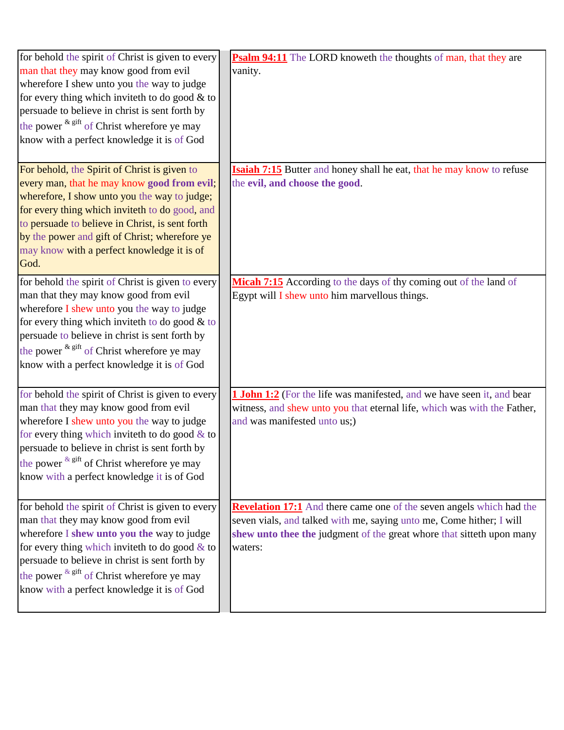| | |
|---|---|
| for behold the spirit of Christ is given to every man that they may know good from evil wherefore I shew unto you the way to judge for every thing which inviteth to do good & to persuade to believe in christ is sent forth by the power & gift of Christ wherefore ye may know with a perfect knowledge it is of God | **Psalm 94:11** The LORD knoweth the thoughts of man, that they are vanity. |
| For behold, the Spirit of Christ is given to every man, that he may know **good from evil**; wherefore, I show unto you the way to judge; for every thing which inviteth to do good, and to persuade to believe in Christ, is sent forth by the power and gift of Christ; wherefore ye may know with a perfect knowledge it is of God. | **Isaiah 7:15** Butter and honey shall he eat, that he may know to refuse the **evil, and choose the good**. |
| for behold the spirit of Christ is given to every man that they may know good from evil wherefore I shew unto you the way to judge for every thing which inviteth to do good & to persuade to believe in christ is sent forth by the power & gift of Christ wherefore ye may know with a perfect knowledge it is of God | **Micah 7:15** According to the days of thy coming out of the land of Egypt will I shew unto him marvellous things. |
| for behold the spirit of Christ is given to every man that they may know good from evil wherefore I shew unto you the way to judge for every thing which inviteth to do good & to persuade to believe in christ is sent forth by the power & gift of Christ wherefore ye may know with a perfect knowledge it is of God | **1 John 1:2** (For the life was manifested, and we have seen it, and bear witness, and shew unto you that eternal life, which was with the Father, and was manifested unto us;) |
| for behold the spirit of Christ is given to every man that they may know good from evil wherefore I **shew unto you the** way to judge for every thing which inviteth to do good & to persuade to believe in christ is sent forth by the power & gift of Christ wherefore ye may know with a perfect knowledge it is of God | **Revelation 17:1** And there came one of the seven angels which had the seven vials, and talked with me, saying unto me, Come hither; I will **shew unto thee the** judgment of the great whore that sitteth upon many waters: |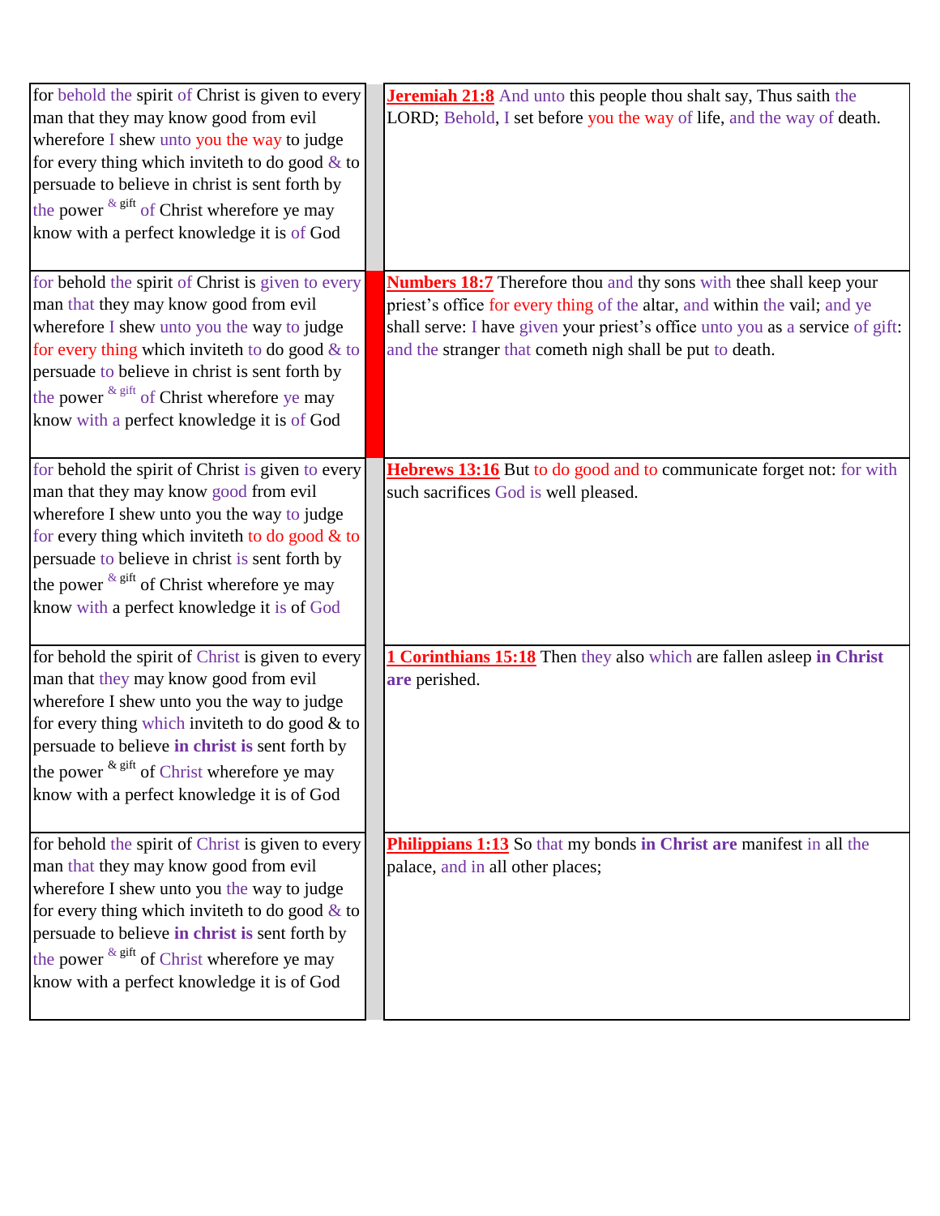| | |
|---|---|
| for behold the spirit of Christ is given to every man that they may know good from evil wherefore I shew unto you the way to judge for every thing which inviteth to do good & to persuade to believe in christ is sent forth by the power & gift of Christ wherefore ye may know with a perfect knowledge it is of God | **Jeremiah 21:8** And unto this people thou shalt say, Thus saith the LORD; Behold, I set before you the way of life, and the way of death. |
| for behold the spirit of Christ is given to every man that they may know good from evil wherefore I shew unto you the way to judge for every thing which inviteth to do good & to persuade to believe in christ is sent forth by the power & gift of Christ wherefore ye may know with a perfect knowledge it is of God | **Numbers 18:7** Therefore thou and thy sons with thee shall keep your priest's office for every thing of the altar, and within the vail; and ye shall serve: I have given your priest's office unto you as a service of gift: and the stranger that cometh nigh shall be put to death. |
| for behold the spirit of Christ is given to every man that they may know good from evil wherefore I shew unto you the way to judge for every thing which inviteth to do good & to persuade to believe in christ is sent forth by the power & gift of Christ wherefore ye may know with a perfect knowledge it is of God | **Hebrews 13:16** But to do good and to communicate forget not: for with such sacrifices God is well pleased. |
| for behold the spirit of Christ is given to every man that they may know good from evil wherefore I shew unto you the way to judge for every thing which inviteth to do good & to persuade to believe **in christ is** sent forth by the power & gift of Christ wherefore ye may know with a perfect knowledge it is of God | **1 Corinthians 15:18** Then they also which are fallen asleep **in Christ are** perished. |
| for behold the spirit of Christ is given to every man that they may know good from evil wherefore I shew unto you the way to judge for every thing which inviteth to do good & to persuade to believe **in christ is** sent forth by the power & gift of Christ wherefore ye may know with a perfect knowledge it is of God | **Philippians 1:13** So that my bonds **in Christ are** manifest in all the palace, and in all other places; |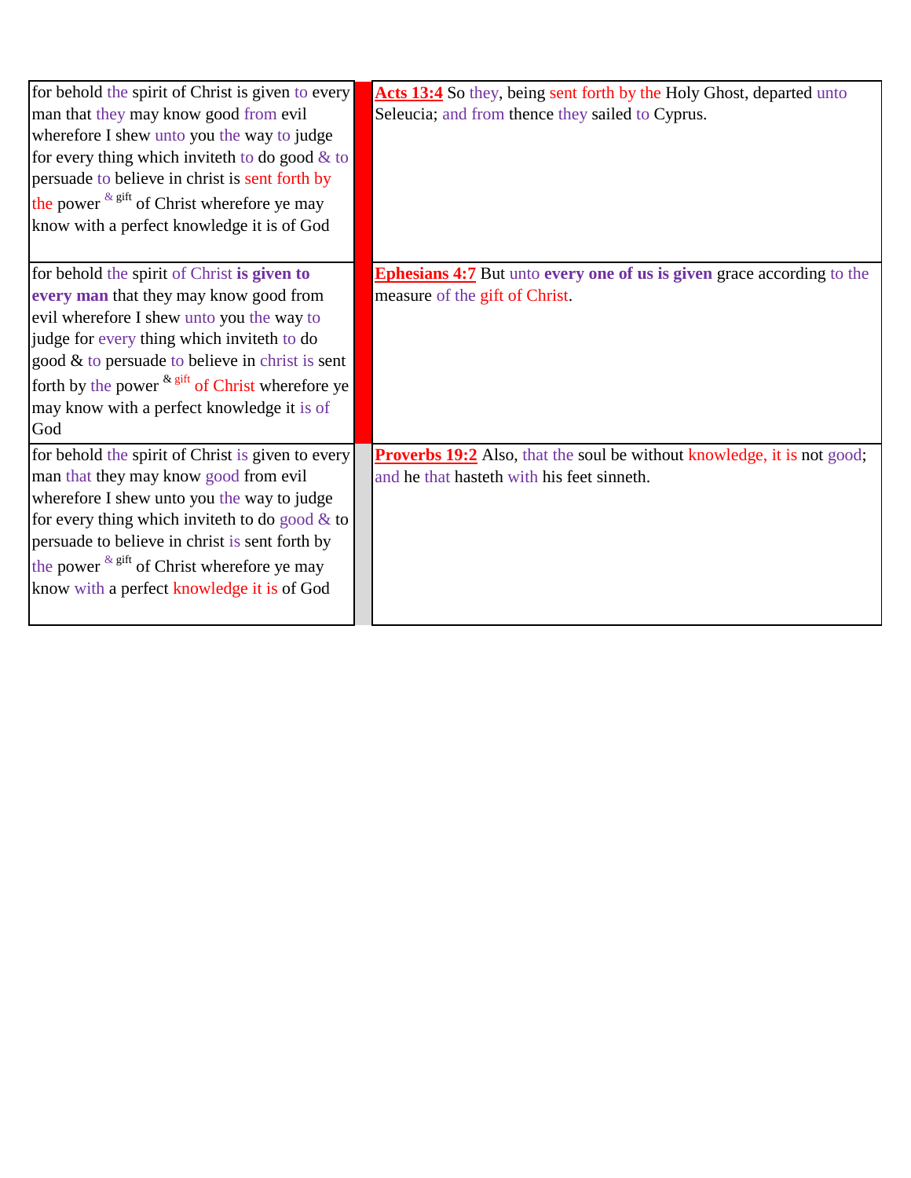| | | |
|---|---|---|
| for behold the spirit of Christ is given to every man that they may know good from evil wherefore I shew unto you the way to judge for every thing which inviteth to do good & to persuade to believe in christ is sent forth by the power [& gift] of Christ wherefore ye may know with a perfect knowledge it is of God | | **Acts 13:4** So they, being sent forth by the Holy Ghost, departed unto Seleucia; and from thence they sailed to Cyprus. |
| for behold the spirit of Christ **is given to every man** that they may know good from evil wherefore I shew unto you the way to judge for every thing which inviteth to do good & to persuade to believe in christ is sent forth by the power [& gift] of Christ wherefore ye may know with a perfect knowledge it is of God | | **Ephesians 4:7** But unto **every one of us is given** grace according to the measure of the gift of Christ. |
| for behold the spirit of Christ is given to every man that they may know good from evil wherefore I shew unto you the way to judge for every thing which inviteth to do good & to persuade to believe in christ is sent forth by the power [& gift] of Christ wherefore ye may know with a perfect knowledge it is of God | | **Proverbs 19:2** Also, that the soul be without knowledge, it is not good; and he that hasteth with his feet sinneth. |